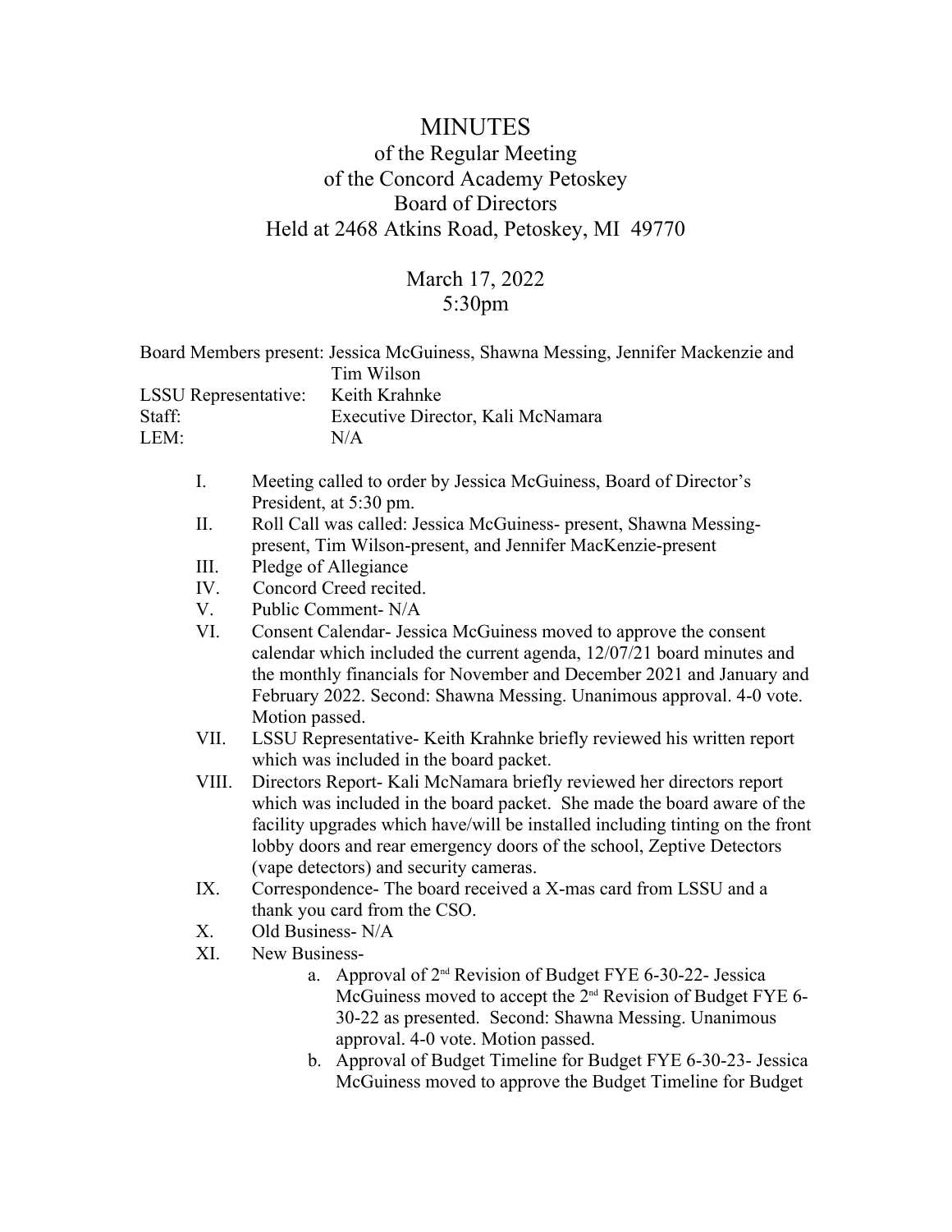# MINUTES

## of the Regular Meeting of the Concord Academy Petoskey Board of Directors Held at 2468 Atkins Road, Petoskey, MI 49770

March 17, 2022
5:30pm

| | |
|---|---|
| Board Members present: | Jessica McGuiness, Shawna Messing, Jennifer Mackenzie and Tim Wilson |
| LSSU Representative: | Keith Krahnke |
| Staff: | Executive Director, Kali McNamara |
| LEM: | N/A |

I. Meeting called to order by Jessica McGuiness, Board of Director's President, at 5:30 pm.

II. Roll Call was called: Jessica McGuiness- present, Shawna Messing- present, Tim Wilson-present, and Jennifer MacKenzie-present

III. Pledge of Allegiance

IV. Concord Creed recited.

V. Public Comment- N/A

VI. Consent Calendar- Jessica McGuiness moved to approve the consent calendar which included the current agenda, 12/07/21 board minutes and the monthly financials for November and December 2021 and January and February 2022. Second: Shawna Messing. Unanimous approval. 4-0 vote. Motion passed.

VII. LSSU Representative- Keith Krahnke briefly reviewed his written report which was included in the board packet.

VIII. Directors Report- Kali McNamara briefly reviewed her directors report which was included in the board packet. She made the board aware of the facility upgrades which have/will be installed including tinting on the front lobby doors and rear emergency doors of the school, Zeptive Detectors (vape detectors) and security cameras.

IX. Correspondence- The board received a X-mas card from LSSU and a thank you card from the CSO.

X. Old Business- N/A

XI. New Business-

a. Approval of 2nd Revision of Budget FYE 6-30-22- Jessica McGuiness moved to accept the 2nd Revision of Budget FYE 6-30-22 as presented. Second: Shawna Messing. Unanimous approval. 4-0 vote. Motion passed.

b. Approval of Budget Timeline for Budget FYE 6-30-23- Jessica McGuiness moved to approve the Budget Timeline for Budget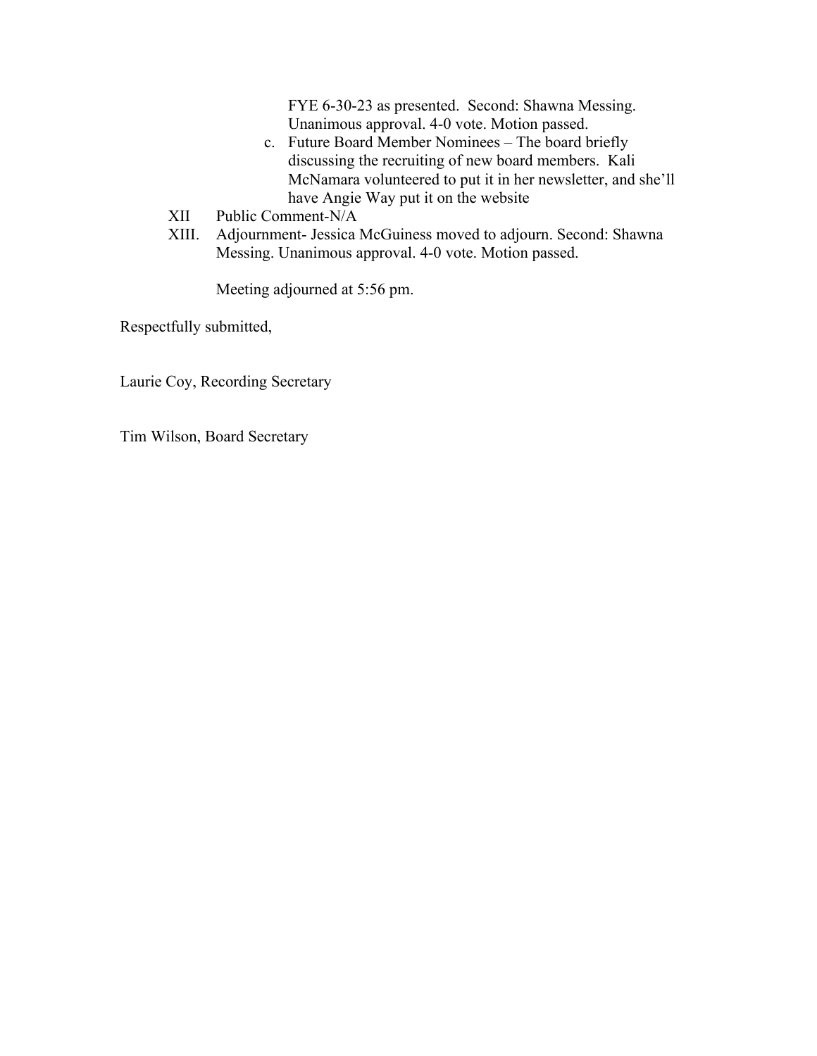FYE 6-30-23 as presented. Second: Shawna Messing. Unanimous approval. 4-0 vote. Motion passed.

c. Future Board Member Nominees – The board briefly discussing the recruiting of new board members. Kali McNamara volunteered to put it in her newsletter, and she'll have Angie Way put it on the website

XII Public Comment-N/A

XIII. Adjournment- Jessica McGuiness moved to adjourn. Second: Shawna Messing. Unanimous approval. 4-0 vote. Motion passed.

Meeting adjourned at 5:56 pm.

Respectfully submitted,

Laurie Coy, Recording Secretary

Tim Wilson, Board Secretary